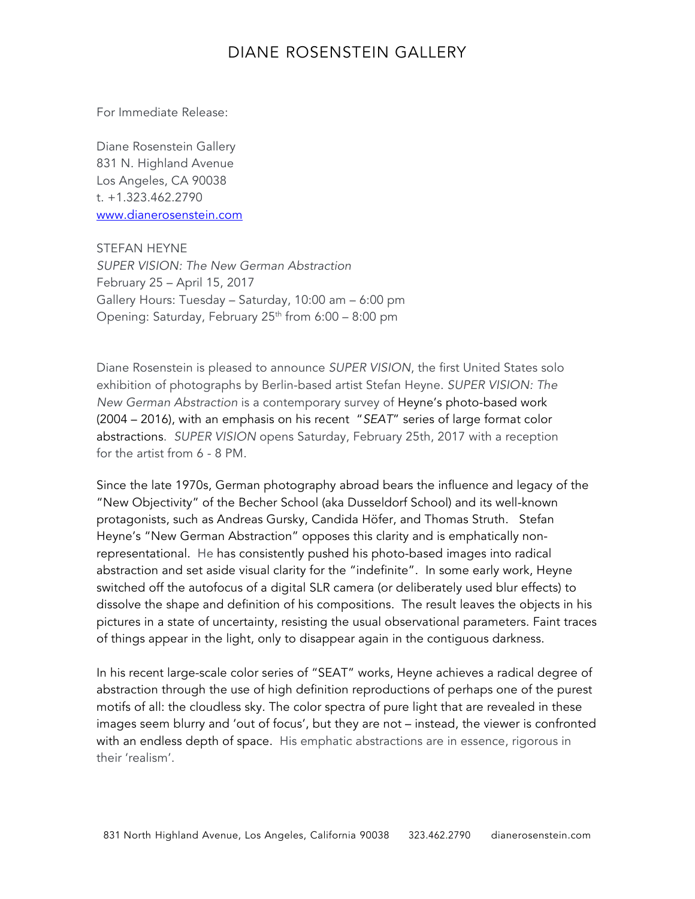# DIANE ROSENSTEIN GALLERY

For Immediate Release:

Diane Rosenstein Gallery
831 N. Highland Avenue
Los Angeles, CA 90038
t. +1.323.462.2790
www.dianerosenstein.com

STEFAN HEYNE
*SUPER VISION: The New German Abstraction*
February 25 – April 15, 2017
Gallery Hours: Tuesday – Saturday, 10:00 am – 6:00 pm
Opening: Saturday, February 25th from 6:00 – 8:00 pm

Diane Rosenstein is pleased to announce *SUPER VISION*, the first United States solo exhibition of photographs by Berlin-based artist Stefan Heyne. *SUPER VISION: The New German Abstraction* is a contemporary survey of Heyne's photo-based work (2004 – 2016), with an emphasis on his recent "*SEAT*" series of large format color abstractions. *SUPER VISION* opens Saturday, February 25th, 2017 with a reception for the artist from 6 - 8 PM.

Since the late 1970s, German photography abroad bears the influence and legacy of the "New Objectivity" of the Becher School (aka Dusseldorf School) and its well-known protagonists, such as Andreas Gursky, Candida Höfer, and Thomas Struth. Stefan Heyne's "New German Abstraction" opposes this clarity and is emphatically non-representational. He has consistently pushed his photo-based images into radical abstraction and set aside visual clarity for the "indefinite". In some early work, Heyne switched off the autofocus of a digital SLR camera (or deliberately used blur effects) to dissolve the shape and definition of his compositions. The result leaves the objects in his pictures in a state of uncertainty, resisting the usual observational parameters. Faint traces of things appear in the light, only to disappear again in the contiguous darkness.

In his recent large-scale color series of "SEAT" works, Heyne achieves a radical degree of abstraction through the use of high definition reproductions of perhaps one of the purest motifs of all: the cloudless sky. The color spectra of pure light that are revealed in these images seem blurry and 'out of focus', but they are not – instead, the viewer is confronted with an endless depth of space. His emphatic abstractions are in essence, rigorous in their 'realism'.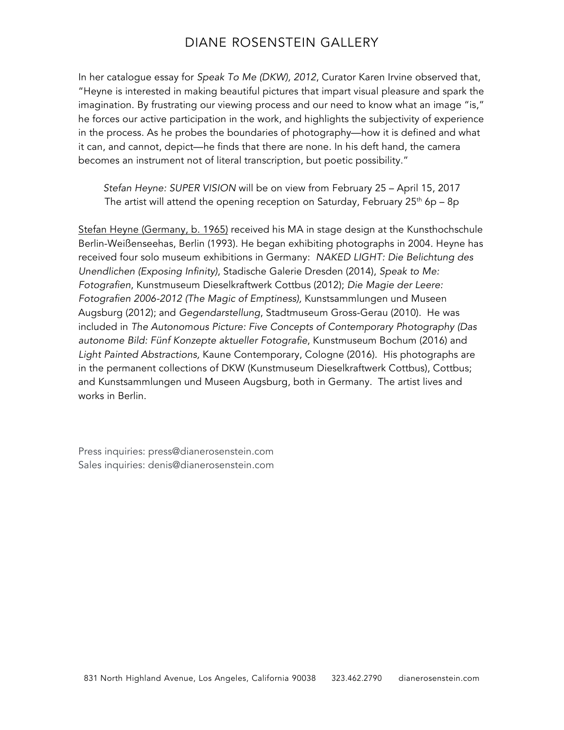In her catalogue essay for *Speak To Me (DKW), 2012*, Curator Karen Irvine observed that, "Heyne is interested in making beautiful pictures that impart visual pleasure and spark the imagination. By frustrating our viewing process and our need to know what an image "is," he forces our active participation in the work, and highlights the subjectivity of experience in the process. As he probes the boundaries of photography—how it is defined and what it can, and cannot, depict—he finds that there are none. In his deft hand, the camera becomes an instrument not of literal transcription, but poetic possibility."

*Stefan Heyne: SUPER VISION* will be on view from February 25 – April 15, 2017
The artist will attend the opening reception on Saturday, February 25th 6p – 8p

Stefan Heyne (Germany, b. 1965) received his MA in stage design at the Kunsthochschule Berlin-Weißenseehas, Berlin (1993). He began exhibiting photographs in 2004. Heyne has received four solo museum exhibitions in Germany: *NAKED LIGHT: Die Belichtung des Unendlichen (Exposing Infinity)*, Stadische Galerie Dresden (2014), *Speak to Me: Fotografien*, Kunstmuseum Dieselkraftwerk Cottbus (2012); *Die Magie der Leere: Fotografien 2006-2012 (The Magic of Emptiness),* Kunstsammlungen und Museen Augsburg (2012); and *Gegendarstellung*, Stadtmuseum Gross-Gerau (2010). He was included in *The Autonomous Picture: Five Concepts of Contemporary Photography (Das autonome Bild: Fünf Konzepte aktueller Fotografie*, Kunstmuseum Bochum (2016) and *Light Painted Abstractions,* Kaune Contemporary, Cologne (2016). His photographs are in the permanent collections of DKW (Kunstmuseum Dieselkraftwerk Cottbus), Cottbus; and Kunstsammlungen und Museen Augsburg, both in Germany. The artist lives and works in Berlin.

Press inquiries: press@dianerosenstein.com
Sales inquiries: denis@dianerosenstein.com